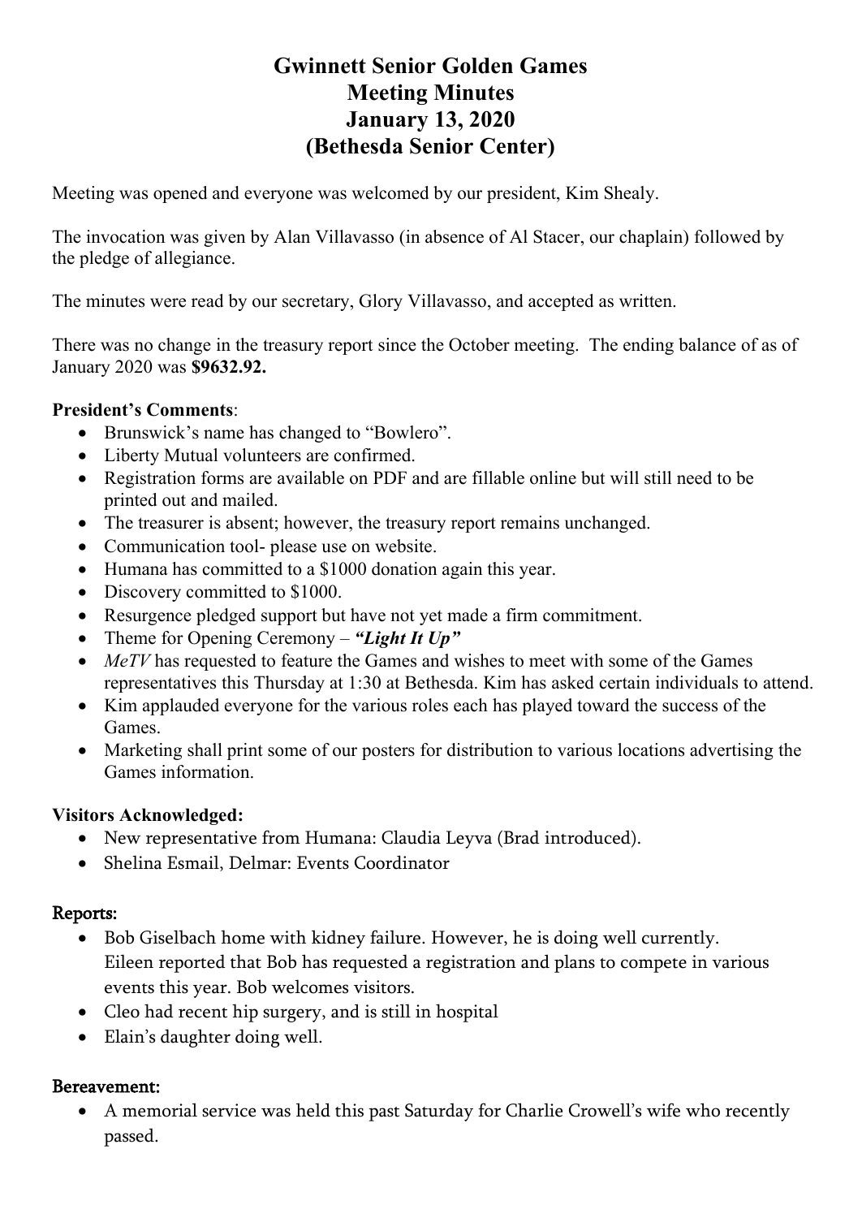# Gwinnett Senior Golden Games
# Meeting Minutes
# January 13, 2020
# (Bethesda Senior Center)

Meeting was opened and everyone was welcomed by our president, Kim Shealy.

The invocation was given by Alan Villavasso (in absence of Al Stacer, our chaplain) followed by the pledge of allegiance.

The minutes were read by our secretary, Glory Villavasso, and accepted as written.

There was no change in the treasury report since the October meeting. The ending balance of as of January 2020 was **$9632.92.**

**President's Comments**:

- Brunswick's name has changed to "Bowlero".
- Liberty Mutual volunteers are confirmed.
- Registration forms are available on PDF and are fillable online but will still need to be printed out and mailed.
- The treasurer is absent; however, the treasury report remains unchanged.
- Communication tool- please use on website.
- Humana has committed to a $1000 donation again this year.
- Discovery committed to $1000.
- Resurgence pledged support but have not yet made a firm commitment.
- Theme for Opening Ceremony – ***"Light It Up"***
- *MeTV* has requested to feature the Games and wishes to meet with some of the Games representatives this Thursday at 1:30 at Bethesda. Kim has asked certain individuals to attend.
- Kim applauded everyone for the various roles each has played toward the success of the Games.
- Marketing shall print some of our posters for distribution to various locations advertising the Games information.

**Visitors Acknowledged:**

- New representative from Humana: Claudia Leyva (Brad introduced).
- Shelina Esmail, Delmar: Events Coordinator

**Reports:**

- Bob Giselbach home with kidney failure. However, he is doing well currently.
  Eileen reported that Bob has requested a registration and plans to compete in various events this year. Bob welcomes visitors.
- Cleo had recent hip surgery, and is still in hospital
- Elain's daughter doing well.

**Bereavement:**

- A memorial service was held this past Saturday for Charlie Crowell's wife who recently passed.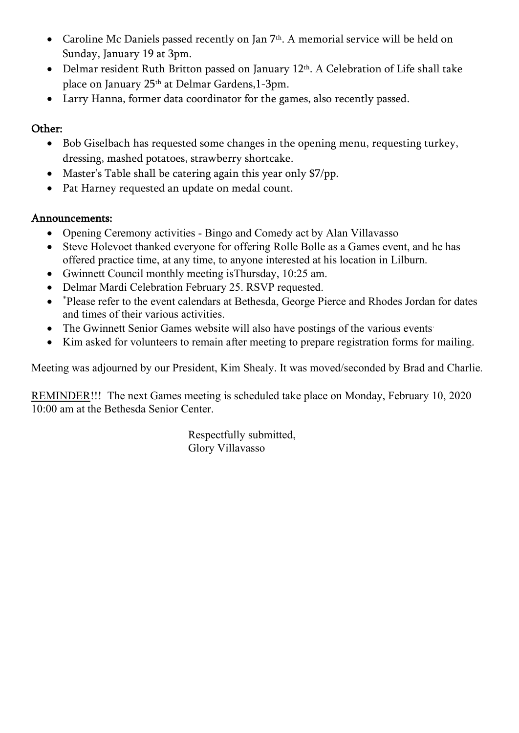- Caroline Mc Daniels passed recently on Jan 7th. A memorial service will be held on Sunday, January 19 at 3pm.
- Delmar resident Ruth Britton passed on January 12th. A Celebration of Life shall take place on January 25th at Delmar Gardens,1-3pm.
- Larry Hanna, former data coordinator for the games, also recently passed.

**Other:**

- Bob Giselbach has requested some changes in the opening menu, requesting turkey, dressing, mashed potatoes, strawberry shortcake.
- Master's Table shall be catering again this year only $7/pp.
- Pat Harney requested an update on medal count.

**Announcements:**

- Opening Ceremony activities - Bingo and Comedy act by Alan Villavasso
- Steve Holevoet thanked everyone for offering Rolle Bolle as a Games event, and he has offered practice time, at any time, to anyone interested at his location in Lilburn.
- Gwinnett Council monthly meeting isThursday, 10:25 am.
- Delmar Mardi Celebration February 25. RSVP requested.
- *Please refer to the event calendars at Bethesda, George Pierce and Rhodes Jordan for dates and times of their various activities.
- The Gwinnett Senior Games website will also have postings of the various events.
- Kim asked for volunteers to remain after meeting to prepare registration forms for mailing.

Meeting was adjourned by our President, Kim Shealy. It was moved/seconded by Brad and Charlie.

REMINDER!!! The next Games meeting is scheduled take place on Monday, February 10, 2020 10:00 am at the Bethesda Senior Center.

Respectfully submitted,
Glory Villavasso